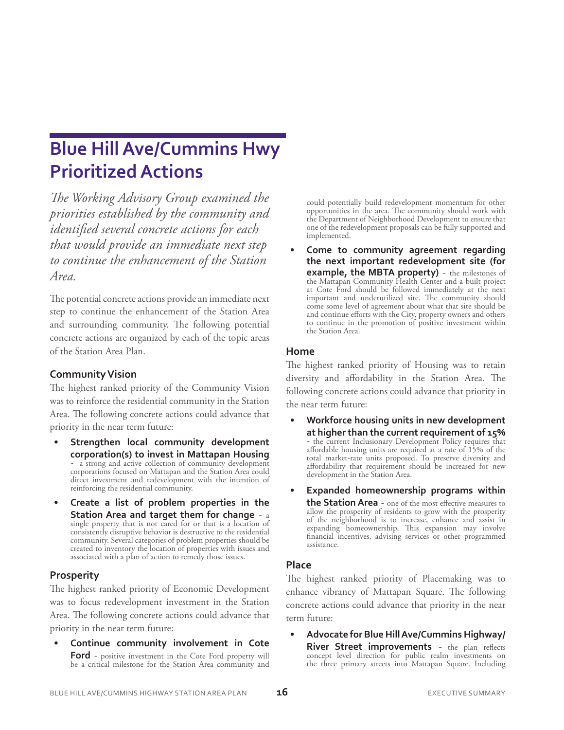# Blue Hill Ave/Cummins Hwy Prioritized Actions

*The Working Advisory Group examined the priorities established by the community and identified several concrete actions for each that would provide an immediate next step to continue the enhancement of the Station Area.*

The potential concrete actions provide an immediate next step to continue the enhancement of the Station Area and surrounding community. The following potential concrete actions are organized by each of the topic areas of the Station Area Plan.

### Community Vision

The highest ranked priority of the Community Vision was to reinforce the residential community in the Station Area. The following concrete actions could advance that priority in the near term future:

- **Strengthen local community development corporation(s) to invest in Mattapan Housing** - a strong and active collection of community development corporations focused on Mattapan and the Station Area could direct investment and redevelopment with the intention of reinforcing the residential community.
- **Create a list of problem properties in the Station Area and target them for change** - a single property that is not cared for or that is a location of consistently disruptive behavior is destructive to the residential community. Several categories of problem properties should be created to inventory the location of properties with issues and associated with a plan of action to remedy those issues.

### Prosperity

The highest ranked priority of Economic Development was to focus redevelopment investment in the Station Area. The following concrete actions could advance that priority in the near term future:

- **Continue community involvement in Cote Ford** - positive investment in the Cote Ford property will be a critical milestone for the Station Area community and could potentially build redevelopment momentum for other opportunities in the area. The community should work with the Department of Neighborhood Development to ensure that one of the redevelopment proposals can be fully supported and implemented.
- **Come to community agreement regarding the next important redevelopment site (for example, the MBTA property)** - the milestones of the Mattapan Community Health Center and a built project at Cote Ford should be followed immediately at the next important and underutilized site. The community should come some level of agreement about what that site should be and continue efforts with the City, property owners and others to continue in the promotion of positive investment within the Station Area.

### Home

The highest ranked priority of Housing was to retain diversity and affordability in the Station Area. The following concrete actions could advance that priority in the near term future:

- **Workforce housing units in new development at higher than the current requirement of 15%** - the current Inclusionary Development Policy requires that affordable housing units are required at a rate of 15% of the total market-rate units proposed. To preserve diversity and affordability that requirement should be increased for new development in the Station Area.
- **Expanded homeownership programs within the Station Area** - one of the most effective measures to allow the prosperity of residents to grow with the prosperity of the neighborhood is to increase, enhance and assist in expanding homeownership. This expansion may involve financial incentives, advising services or other programmed assistance.

### Place

The highest ranked priority of Placemaking was to enhance vibrancy of Mattapan Square. The following concrete actions could advance that priority in the near term future:

- **Advocate for Blue Hill Ave/Cummins Highway/ River Street improvements** - the plan reflects concept level direction for public realm investments on the three primary streets into Mattapan Square. Including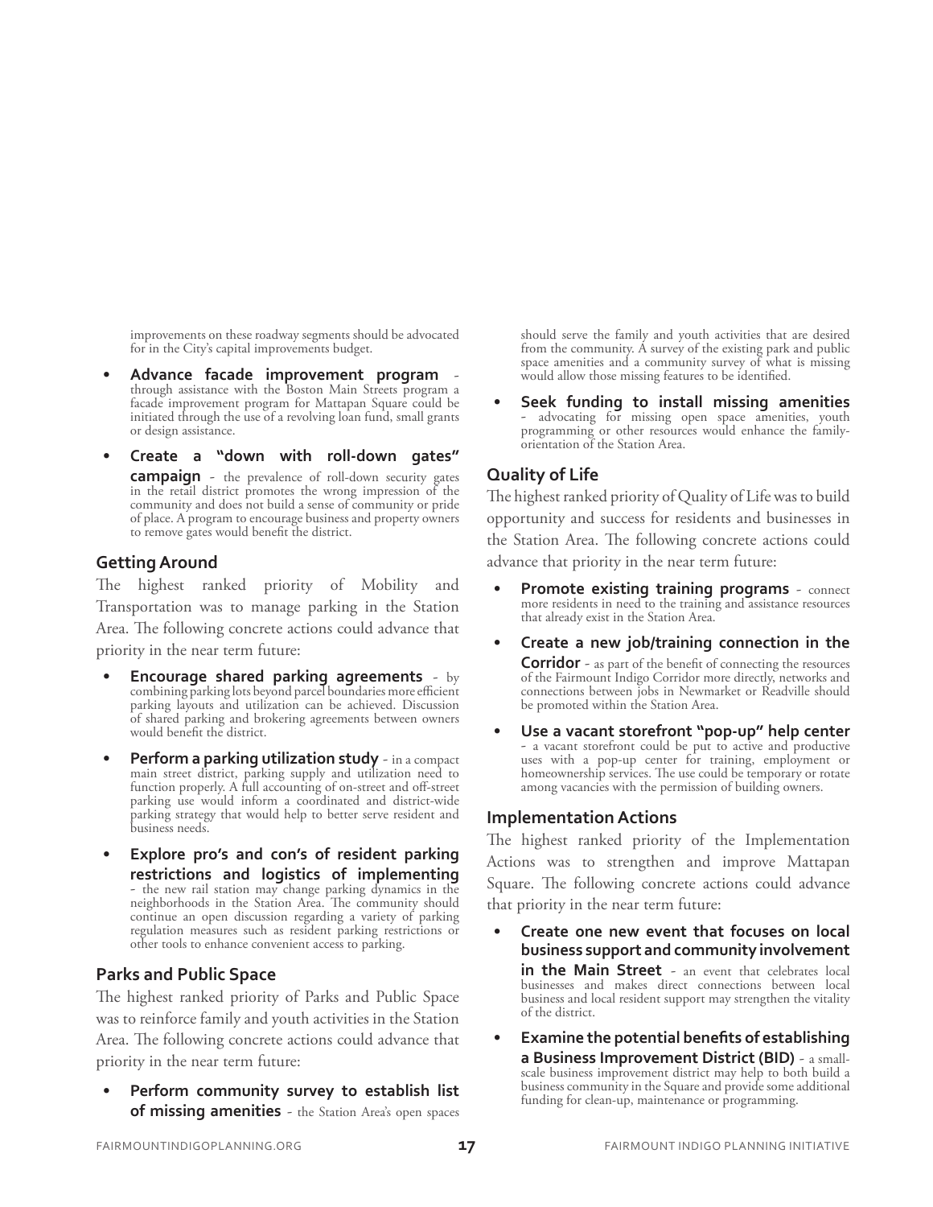improvements on these roadway segments should be advocated for in the City's capital improvements budget.

- **Advance facade improvement program** - through assistance with the Boston Main Streets program a facade improvement program for Mattapan Square could be initiated through the use of a revolving loan fund, small grants or design assistance.
- **Create a "down with roll-down gates" campaign** - the prevalence of roll-down security gates in the retail district promotes the wrong impression of the community and does not build a sense of community or pride of place. A program to encourage business and property owners to remove gates would benefit the district.

### Getting Around

The highest ranked priority of Mobility and Transportation was to manage parking in the Station Area. The following concrete actions could advance that priority in the near term future:

- **Encourage shared parking agreements** - by combining parking lots beyond parcel boundaries more efficient parking layouts and utilization can be achieved. Discussion of shared parking and brokering agreements between owners would benefit the district.
- **Perform a parking utilization study** - in a compact main street district, parking supply and utilization need to function properly. A full accounting of on-street and off-street parking use would inform a coordinated and district-wide parking strategy that would help to better serve resident and business needs.
- **Explore pro's and con's of resident parking restrictions and logistics of implementing** - the new rail station may change parking dynamics in the neighborhoods in the Station Area. The community should continue an open discussion regarding a variety of parking regulation measures such as resident parking restrictions or other tools to enhance convenient access to parking.

### Parks and Public Space

The highest ranked priority of Parks and Public Space was to reinforce family and youth activities in the Station Area. The following concrete actions could advance that priority in the near term future:

- **Perform community survey to establish list of missing amenities** - the Station Area's open spaces should serve the family and youth activities that are desired from the community. A survey of the existing park and public space amenities and a community survey of what is missing would allow those missing features to be identified.
- **Seek funding to install missing amenities** - advocating for missing open space amenities, youth programming or other resources would enhance the family-orientation of the Station Area.

### Quality of Life

The highest ranked priority of Quality of Life was to build opportunity and success for residents and businesses in the Station Area. The following concrete actions could advance that priority in the near term future:

- **Promote existing training programs** - connect more residents in need to the training and assistance resources that already exist in the Station Area.
- **Create a new job/training connection in the Corridor** - as part of the benefit of connecting the resources of the Fairmount Indigo Corridor more directly, networks and connections between jobs in Newmarket or Readville should be promoted within the Station Area.
- **Use a vacant storefront "pop-up" help center** - a vacant storefront could be put to active and productive uses with a pop-up center for training, employment or homeownership services. The use could be temporary or rotate among vacancies with the permission of building owners.

### Implementation Actions

The highest ranked priority of the Implementation Actions was to strengthen and improve Mattapan Square. The following concrete actions could advance that priority in the near term future:

- **Create one new event that focuses on local business support and community involvement in the Main Street** - an event that celebrates local businesses and makes direct connections between local business and local resident support may strengthen the vitality of the district.
- **Examine the potential benefits of establishing a Business Improvement District (BID)** - a small-scale business improvement district may help to both build a business community in the Square and provide some additional funding for clean-up, maintenance or programming.